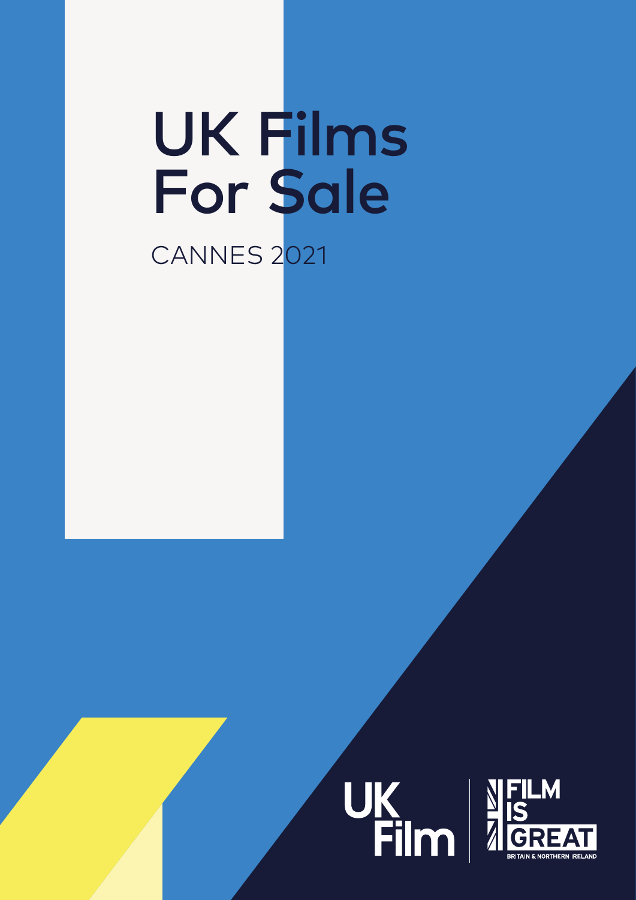# UK Films For Sale

CANNES 2021

UK Film

FILM IS GREAT

BRITAIN & NORTHERN IRELAND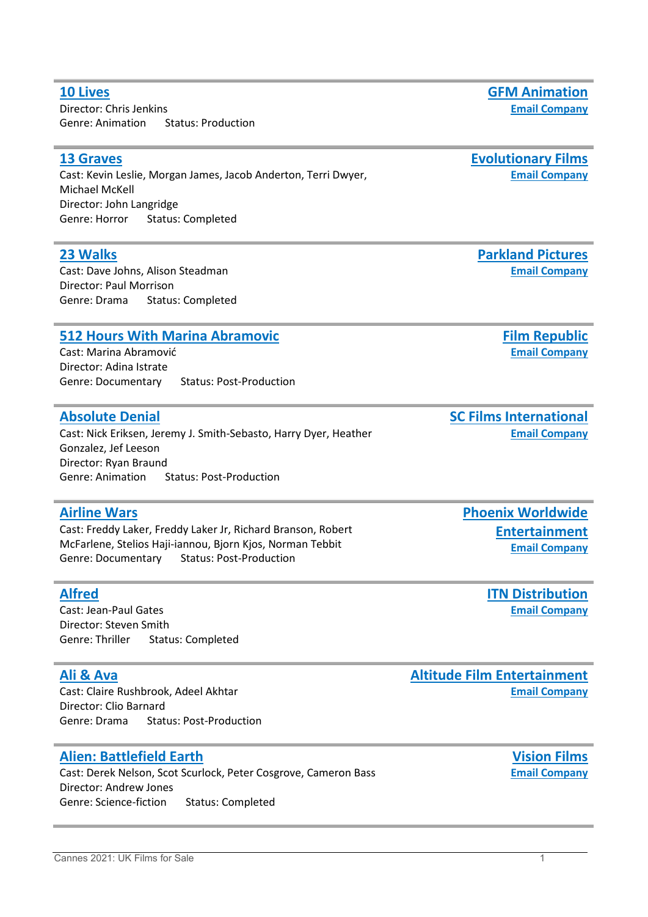## 10 Lives

**GFM Animation**
Email Company

Director: Chris Jenkins
Genre: Animation Status: Production

---

## 13 Graves

**Evolutionary Films**
Email Company

Cast: Kevin Leslie, Morgan James, Jacob Anderton, Terri Dwyer, Michael McKell
Director: John Langridge
Genre: Horror Status: Completed

---

## 23 Walks

**Parkland Pictures**
Email Company

Cast: Dave Johns, Alison Steadman
Director: Paul Morrison
Genre: Drama Status: Completed

---

## 512 Hours With Marina Abramovic

**Film Republic**
Email Company

Cast: Marina Abramović
Director: Adina Istrate
Genre: Documentary Status: Post-Production

---

## Absolute Denial

**SC Films International**
Email Company

Cast: Nick Eriksen, Jeremy J. Smith-Sebasto, Harry Dyer, Heather Gonzalez, Jef Leeson
Director: Ryan Braund
Genre: Animation Status: Post-Production

---

## Airline Wars

**Phoenix Worldwide Entertainment**
Email Company

Cast: Freddy Laker, Freddy Laker Jr, Richard Branson, Robert McFarlene, Stelios Haji-iannou, Bjorn Kjos, Norman Tebbit
Genre: Documentary Status: Post-Production

---

## Alfred

**ITN Distribution**
Email Company

Cast: Jean-Paul Gates
Director: Steven Smith
Genre: Thriller Status: Completed

---

## Ali & Ava

**Altitude Film Entertainment**
Email Company

Cast: Claire Rushbrook, Adeel Akhtar
Director: Clio Barnard
Genre: Drama Status: Post-Production

---

## Alien: Battlefield Earth

**Vision Films**
Email Company

Cast: Derek Nelson, Scot Scurlock, Peter Cosgrove, Cameron Bass
Director: Andrew Jones
Genre: Science-fiction Status: Completed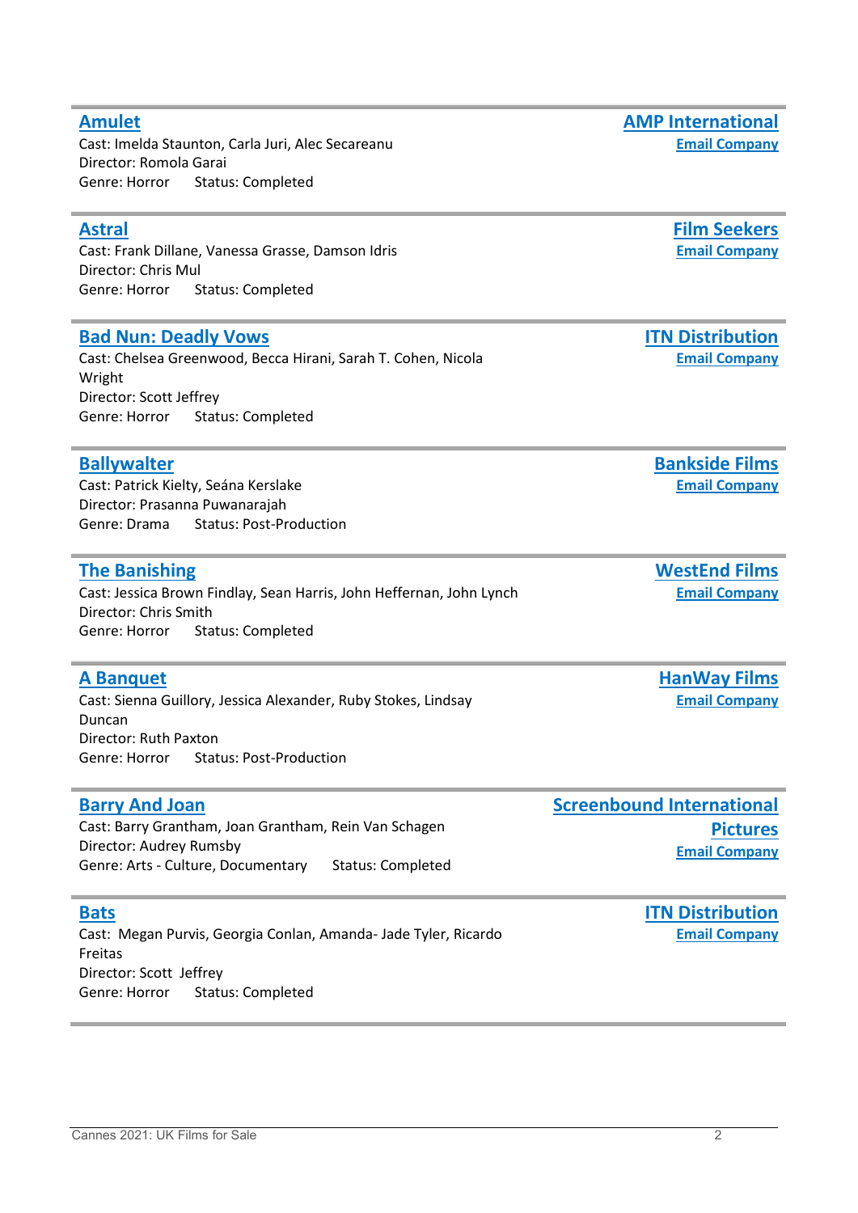## Amulet

**AMP International**
**Email Company**

Cast: Imelda Staunton, Carla Juri, Alec Secareanu
Director: Romola Garai
Genre: Horror    Status: Completed

---

## Astral

**Film Seekers**
**Email Company**

Cast: Frank Dillane, Vanessa Grasse, Damson Idris
Director: Chris Mul
Genre: Horror    Status: Completed

---

## Bad Nun: Deadly Vows

**ITN Distribution**
**Email Company**

Cast: Chelsea Greenwood, Becca Hirani, Sarah T. Cohen, Nicola Wright
Director: Scott Jeffrey
Genre: Horror    Status: Completed

---

## Ballywalter

**Bankside Films**
**Email Company**

Cast: Patrick Kielty, Seána Kerslake
Director: Prasanna Puwanarajah
Genre: Drama    Status: Post-Production

---

## The Banishing

**WestEnd Films**
**Email Company**

Cast: Jessica Brown Findlay, Sean Harris, John Heffernan, John Lynch
Director: Chris Smith
Genre: Horror    Status: Completed

---

## A Banquet

**HanWay Films**
**Email Company**

Cast: Sienna Guillory, Jessica Alexander, Ruby Stokes, Lindsay Duncan
Director: Ruth Paxton
Genre: Horror    Status: Post-Production

---

## Barry And Joan

**Screenbound International Pictures**
**Email Company**

Cast: Barry Grantham, Joan Grantham, Rein Van Schagen
Director: Audrey Rumsby
Genre: Arts - Culture, Documentary    Status: Completed

---

## Bats

**ITN Distribution**
**Email Company**

Cast: Megan Purvis, Georgia Conlan, Amanda- Jade Tyler, Ricardo Freitas
Director: Scott Jeffrey
Genre: Horror    Status: Completed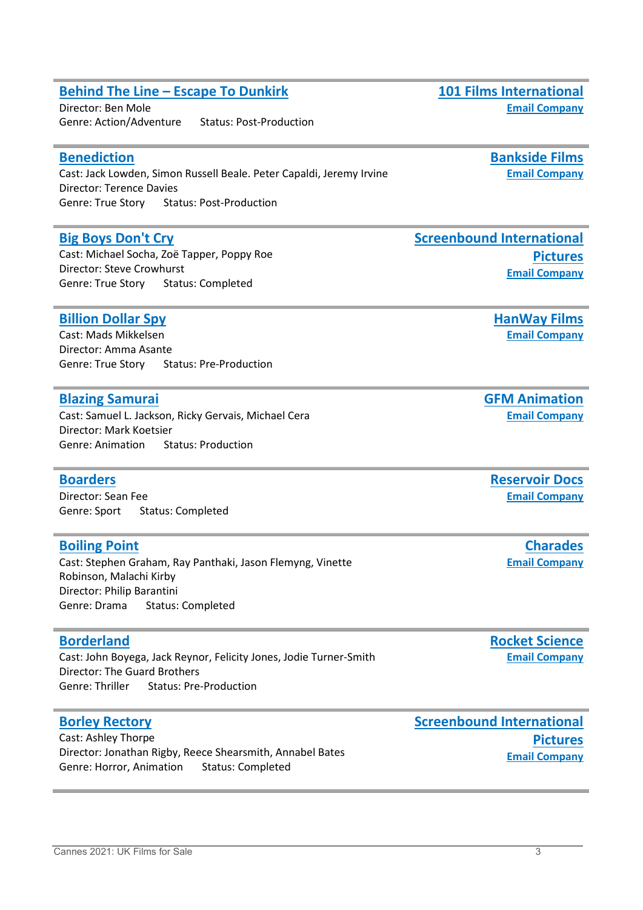### Behind The Line – Escape To Dunkirk

**101 Films International**
**Email Company**

Director: Ben Mole
Genre: Action/Adventure    Status: Post-Production

---

### Benediction

**Bankside Films**
**Email Company**

Cast: Jack Lowden, Simon Russell Beale. Peter Capaldi, Jeremy Irvine
Director: Terence Davies
Genre: True Story    Status: Post-Production

---

### Big Boys Don't Cry

**Screenbound International Pictures**
**Email Company**

Cast: Michael Socha, Zoë Tapper, Poppy Roe
Director: Steve Crowhurst
Genre: True Story    Status: Completed

---

### Billion Dollar Spy

**HanWay Films**
**Email Company**

Cast: Mads Mikkelsen
Director: Amma Asante
Genre: True Story    Status: Pre-Production

---

### Blazing Samurai

**GFM Animation**
**Email Company**

Cast: Samuel L. Jackson, Ricky Gervais, Michael Cera
Director: Mark Koetsier
Genre: Animation    Status: Production

---

### Boarders

**Reservoir Docs**
**Email Company**

Director: Sean Fee
Genre: Sport    Status: Completed

---

### Boiling Point

**Charades**
**Email Company**

Cast: Stephen Graham, Ray Panthaki, Jason Flemyng, Vinette Robinson, Malachi Kirby
Director: Philip Barantini
Genre: Drama    Status: Completed

---

### Borderland

**Rocket Science**
**Email Company**

Cast: John Boyega, Jack Reynor, Felicity Jones, Jodie Turner-Smith
Director: The Guard Brothers
Genre: Thriller    Status: Pre-Production

---

### Borley Rectory

**Screenbound International Pictures**
**Email Company**

Cast: Ashley Thorpe
Director: Jonathan Rigby, Reece Shearsmith, Annabel Bates
Genre: Horror, Animation    Status: Completed

---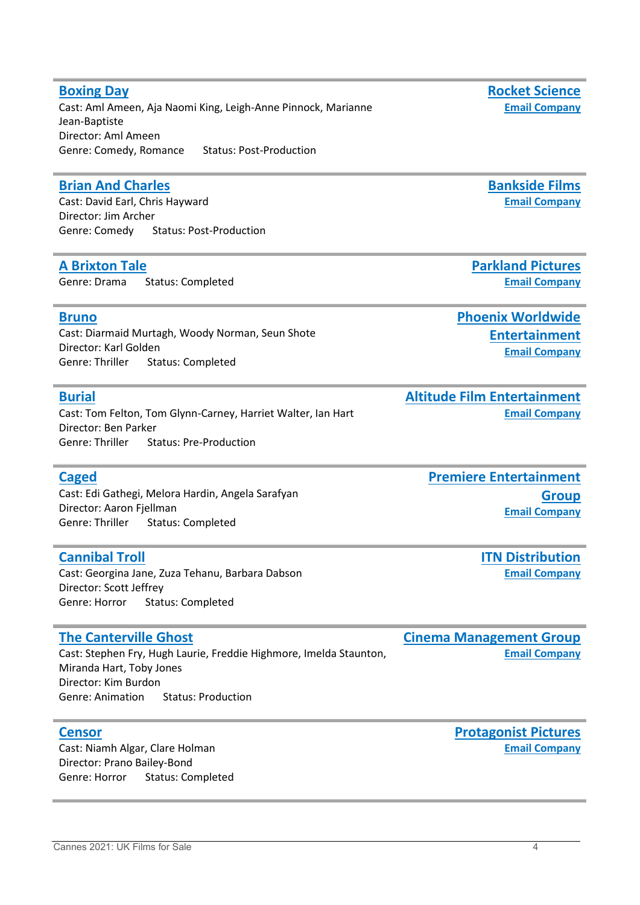## Boxing Day

Cast: Aml Ameen, Aja Naomi King, Leigh-Anne Pinnock, Marianne Jean-Baptiste
Director: Aml Ameen
Genre: Comedy, Romance Status: Post-Production

**Rocket Science**
**Email Company**

---

## Brian And Charles

Cast: David Earl, Chris Hayward
Director: Jim Archer
Genre: Comedy Status: Post-Production

**Bankside Films**
**Email Company**

---

## A Brixton Tale

Genre: Drama Status: Completed

**Parkland Pictures**
**Email Company**

---

## Bruno

Cast: Diarmaid Murtagh, Woody Norman, Seun Shote
Director: Karl Golden
Genre: Thriller Status: Completed

**Phoenix Worldwide Entertainment**
**Email Company**

---

## Burial

Cast: Tom Felton, Tom Glynn-Carney, Harriet Walter, Ian Hart
Director: Ben Parker
Genre: Thriller Status: Pre-Production

**Altitude Film Entertainment**
**Email Company**

---

## Caged

Cast: Edi Gathegi, Melora Hardin, Angela Sarafyan
Director: Aaron Fjellman
Genre: Thriller Status: Completed

**Premiere Entertainment Group**
**Email Company**

---

## Cannibal Troll

Cast: Georgina Jane, Zuza Tehanu, Barbara Dabson
Director: Scott Jeffrey
Genre: Horror Status: Completed

**ITN Distribution**
**Email Company**

---

## The Canterville Ghost

Cast: Stephen Fry, Hugh Laurie, Freddie Highmore, Imelda Staunton, Miranda Hart, Toby Jones
Director: Kim Burdon
Genre: Animation Status: Production

**Cinema Management Group**
**Email Company**

---

## Censor

Cast: Niamh Algar, Clare Holman
Director: Prano Bailey-Bond
Genre: Horror Status: Completed

**Protagonist Pictures**
**Email Company**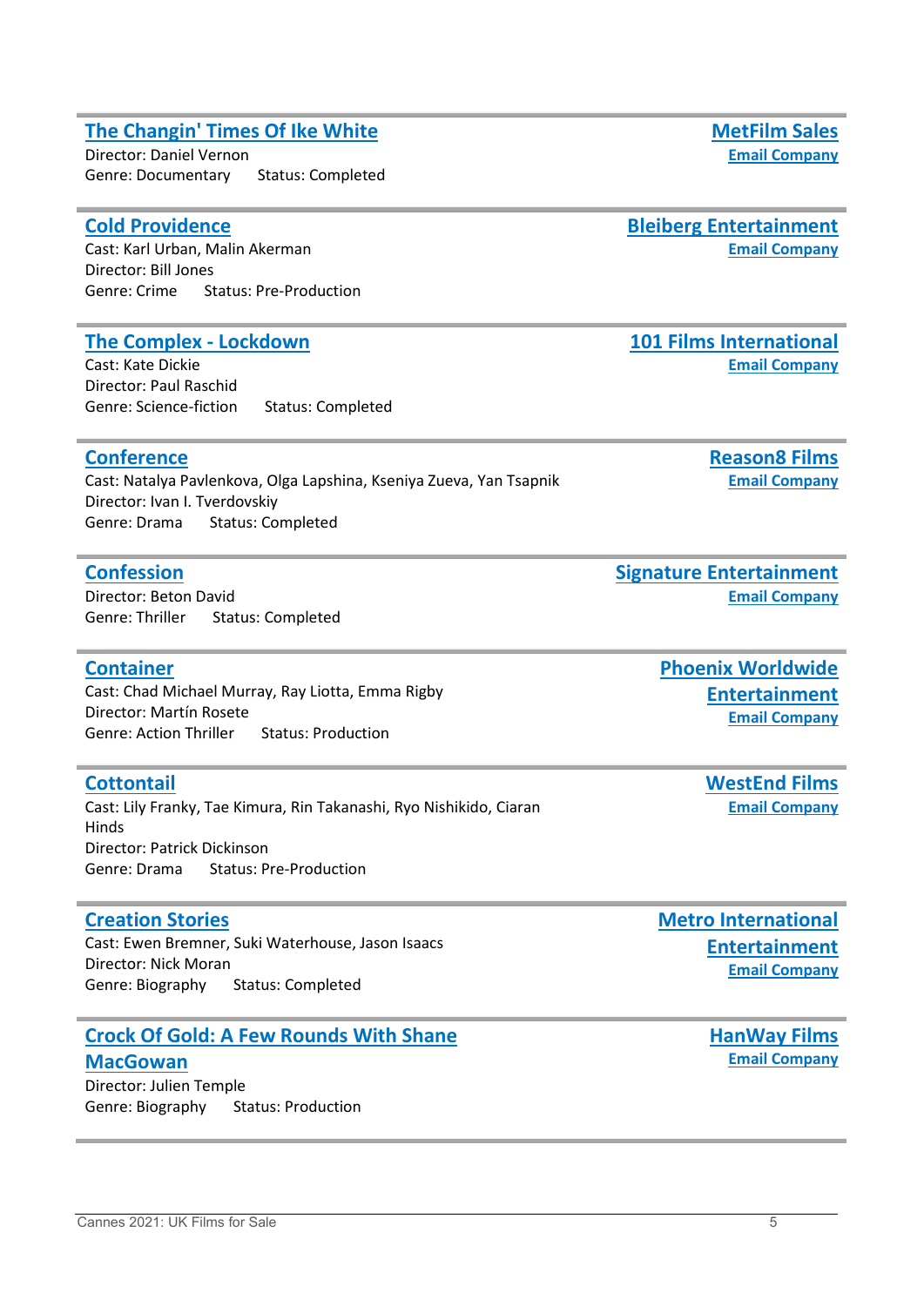### The Changin' Times Of Ike White

**MetFilm Sales**
**Email Company**

Director: Daniel Vernon
Genre: Documentary Status: Completed

---

### Cold Providence

**Bleiberg Entertainment**
**Email Company**

Cast: Karl Urban, Malin Akerman
Director: Bill Jones
Genre: Crime Status: Pre-Production

---

### The Complex - Lockdown

**101 Films International**
**Email Company**

Cast: Kate Dickie
Director: Paul Raschid
Genre: Science-fiction Status: Completed

---

### Conference

**Reason8 Films**
**Email Company**

Cast: Natalya Pavlenkova, Olga Lapshina, Kseniya Zueva, Yan Tsapnik
Director: Ivan I. Tverdovskiy
Genre: Drama Status: Completed

---

### Confession

**Signature Entertainment**
**Email Company**

Director: Beton David
Genre: Thriller Status: Completed

---

### Container

**Phoenix Worldwide Entertainment**
**Email Company**

Cast: Chad Michael Murray, Ray Liotta, Emma Rigby
Director: Martín Rosete
Genre: Action Thriller Status: Production

---

### Cottontail

**WestEnd Films**
**Email Company**

Cast: Lily Franky, Tae Kimura, Rin Takanashi, Ryo Nishikido, Ciaran Hinds
Director: Patrick Dickinson
Genre: Drama Status: Pre-Production

---

### Creation Stories

**Metro International Entertainment**
**Email Company**

Cast: Ewen Bremner, Suki Waterhouse, Jason Isaacs
Director: Nick Moran
Genre: Biography Status: Completed

---

### Crock Of Gold: A Few Rounds With Shane MacGowan

**HanWay Films**
**Email Company**

Director: Julien Temple
Genre: Biography Status: Production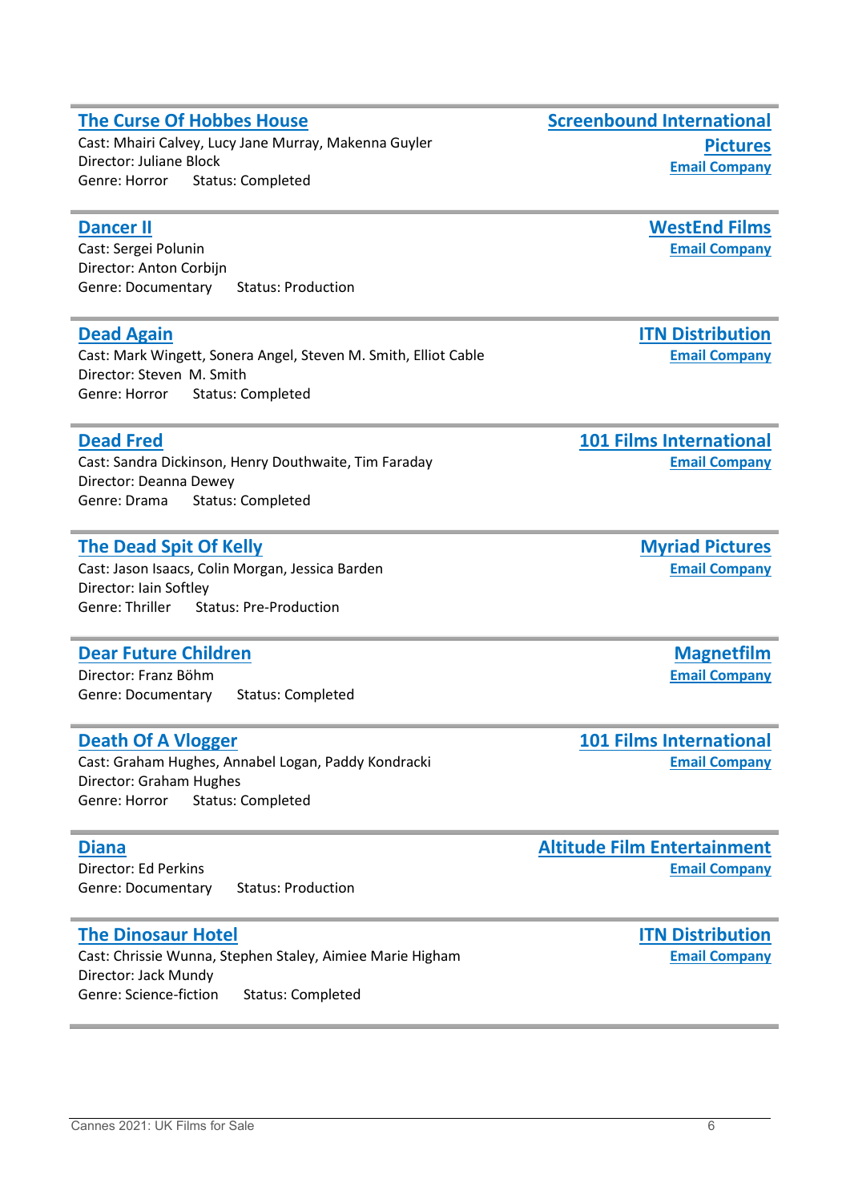### The Curse Of Hobbes House

**Screenbound International Pictures**
**Email Company**

Cast: Mhairi Calvey, Lucy Jane Murray, Makenna Guyler
Director: Juliane Block
Genre: Horror Status: Completed

---

### Dancer II

**WestEnd Films**
**Email Company**

Cast: Sergei Polunin
Director: Anton Corbijn
Genre: Documentary Status: Production

---

### Dead Again

**ITN Distribution**
**Email Company**

Cast: Mark Wingett, Sonera Angel, Steven M. Smith, Elliot Cable
Director: Steven M. Smith
Genre: Horror Status: Completed

---

### Dead Fred

**101 Films International**
**Email Company**

Cast: Sandra Dickinson, Henry Douthwaite, Tim Faraday
Director: Deanna Dewey
Genre: Drama Status: Completed

---

### The Dead Spit Of Kelly

**Myriad Pictures**
**Email Company**

Cast: Jason Isaacs, Colin Morgan, Jessica Barden
Director: Iain Softley
Genre: Thriller Status: Pre-Production

---

### Dear Future Children

**Magnetfilm**
**Email Company**

Director: Franz Böhm
Genre: Documentary Status: Completed

---

### Death Of A Vlogger

**101 Films International**
**Email Company**

Cast: Graham Hughes, Annabel Logan, Paddy Kondracki
Director: Graham Hughes
Genre: Horror Status: Completed

---

### Diana

**Altitude Film Entertainment**
**Email Company**

Director: Ed Perkins
Genre: Documentary Status: Production

---

### The Dinosaur Hotel

**ITN Distribution**
**Email Company**

Cast: Chrissie Wunna, Stephen Staley, Aimiee Marie Higham
Director: Jack Mundy
Genre: Science-fiction Status: Completed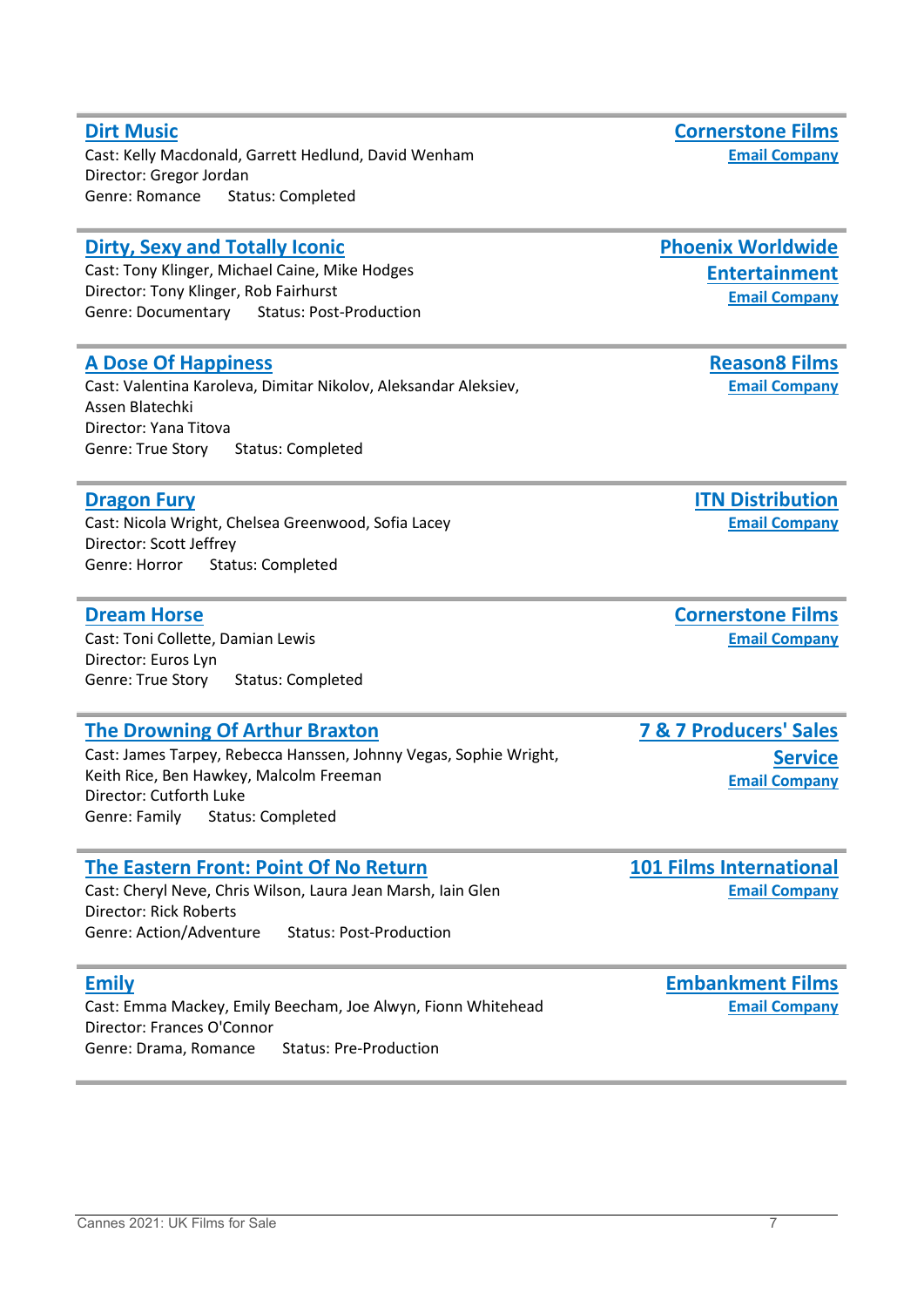## Dirt Music

Cast: Kelly Macdonald, Garrett Hedlund, David Wenham
Director: Gregor Jordan
Genre: Romance Status: Completed

**Cornerstone Films**
**Email Company**

---

## Dirty, Sexy and Totally Iconic

Cast: Tony Klinger, Michael Caine, Mike Hodges
Director: Tony Klinger, Rob Fairhurst
Genre: Documentary Status: Post-Production

**Phoenix Worldwide Entertainment**
**Email Company**

---

## A Dose Of Happiness

Cast: Valentina Karoleva, Dimitar Nikolov, Aleksandar Aleksiev, Assen Blatechki
Director: Yana Titova
Genre: True Story Status: Completed

**Reason8 Films**
**Email Company**

---

## Dragon Fury

Cast: Nicola Wright, Chelsea Greenwood, Sofia Lacey
Director: Scott Jeffrey
Genre: Horror Status: Completed

**ITN Distribution**
**Email Company**

---

## Dream Horse

Cast: Toni Collette, Damian Lewis
Director: Euros Lyn
Genre: True Story Status: Completed

**Cornerstone Films**
**Email Company**

---

## The Drowning Of Arthur Braxton

Cast: James Tarpey, Rebecca Hanssen, Johnny Vegas, Sophie Wright, Keith Rice, Ben Hawkey, Malcolm Freeman
Director: Cutforth Luke
Genre: Family Status: Completed

**7 & 7 Producers' Sales Service**
**Email Company**

---

## The Eastern Front: Point Of No Return

Cast: Cheryl Neve, Chris Wilson, Laura Jean Marsh, Iain Glen
Director: Rick Roberts
Genre: Action/Adventure Status: Post-Production

**101 Films International**
**Email Company**

---

## Emily

Cast: Emma Mackey, Emily Beecham, Joe Alwyn, Fionn Whitehead
Director: Frances O'Connor
Genre: Drama, Romance Status: Pre-Production

**Embankment Films**
**Email Company**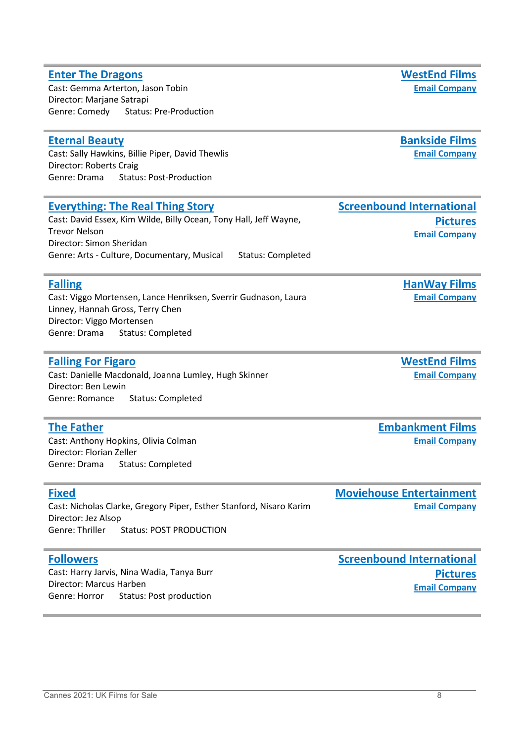### Enter The Dragons

**WestEnd Films**
**Email Company**

Cast: Gemma Arterton, Jason Tobin
Director: Marjane Satrapi
Genre: Comedy Status: Pre-Production

---

### Eternal Beauty

**Bankside Films**
**Email Company**

Cast: Sally Hawkins, Billie Piper, David Thewlis
Director: Roberts Craig
Genre: Drama Status: Post-Production

---

### Everything: The Real Thing Story

**Screenbound International Pictures**
**Email Company**

Cast: David Essex, Kim Wilde, Billy Ocean, Tony Hall, Jeff Wayne, Trevor Nelson
Director: Simon Sheridan
Genre: Arts - Culture, Documentary, Musical Status: Completed

---

### Falling

**HanWay Films**
**Email Company**

Cast: Viggo Mortensen, Lance Henriksen, Sverrir Gudnason, Laura Linney, Hannah Gross, Terry Chen
Director: Viggo Mortensen
Genre: Drama Status: Completed

---

### Falling For Figaro

**WestEnd Films**
**Email Company**

Cast: Danielle Macdonald, Joanna Lumley, Hugh Skinner
Director: Ben Lewin
Genre: Romance Status: Completed

---

### The Father

**Embankment Films**
**Email Company**

Cast: Anthony Hopkins, Olivia Colman
Director: Florian Zeller
Genre: Drama Status: Completed

---

### Fixed

**Moviehouse Entertainment**
**Email Company**

Cast: Nicholas Clarke, Gregory Piper, Esther Stanford, Nisaro Karim
Director: Jez Alsop
Genre: Thriller Status: POST PRODUCTION

---

### Followers

**Screenbound International Pictures**
**Email Company**

Cast: Harry Jarvis, Nina Wadia, Tanya Burr
Director: Marcus Harben
Genre: Horror Status: Post production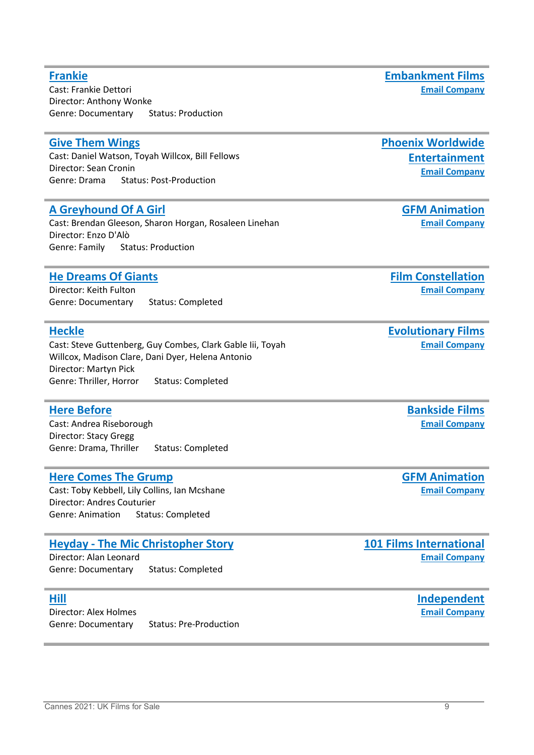### Frankie

**Embankment Films**
**Email Company**

Cast: Frankie Dettori
Director: Anthony Wonke
Genre: Documentary Status: Production

---

### Give Them Wings

**Phoenix Worldwide Entertainment**
**Email Company**

Cast: Daniel Watson, Toyah Willcox, Bill Fellows
Director: Sean Cronin
Genre: Drama Status: Post-Production

---

### A Greyhound Of A Girl

**GFM Animation**
**Email Company**

Cast: Brendan Gleeson, Sharon Horgan, Rosaleen Linehan
Director: Enzo D'Alò
Genre: Family Status: Production

---

### He Dreams Of Giants

**Film Constellation**
**Email Company**

Director: Keith Fulton
Genre: Documentary Status: Completed

---

### Heckle

**Evolutionary Films**
**Email Company**

Cast: Steve Guttenberg, Guy Combes, Clark Gable Iii, Toyah Willcox, Madison Clare, Dani Dyer, Helena Antonio
Director: Martyn Pick
Genre: Thriller, Horror Status: Completed

---

### Here Before

**Bankside Films**
**Email Company**

Cast: Andrea Riseborough
Director: Stacy Gregg
Genre: Drama, Thriller Status: Completed

---

### Here Comes The Grump

**GFM Animation**
**Email Company**

Cast: Toby Kebbell, Lily Collins, Ian Mcshane
Director: Andres Couturier
Genre: Animation Status: Completed

---

### Heyday - The Mic Christopher Story

**101 Films International**
**Email Company**

Director: Alan Leonard
Genre: Documentary Status: Completed

---

### Hill

**Independent**
**Email Company**

Director: Alex Holmes
Genre: Documentary Status: Pre-Production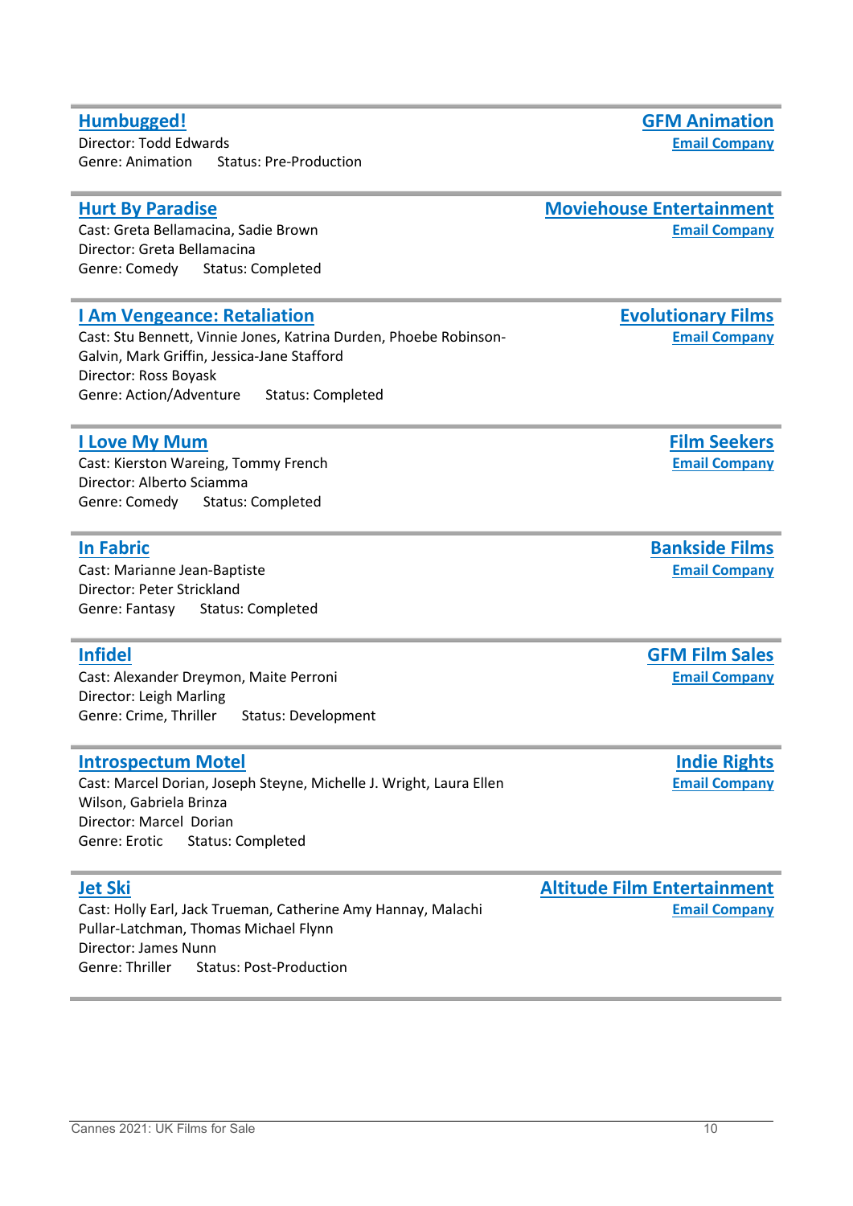### Humbugged!

**GFM Animation**
**Email Company**

Director: Todd Edwards
Genre: Animation Status: Pre-Production

---

### Hurt By Paradise

**Moviehouse Entertainment**
**Email Company**

Cast: Greta Bellamacina, Sadie Brown
Director: Greta Bellamacina
Genre: Comedy Status: Completed

---

### I Am Vengeance: Retaliation

**Evolutionary Films**
**Email Company**

Cast: Stu Bennett, Vinnie Jones, Katrina Durden, Phoebe Robinson-Galvin, Mark Griffin, Jessica-Jane Stafford
Director: Ross Boyask
Genre: Action/Adventure Status: Completed

---

### I Love My Mum

**Film Seekers**
**Email Company**

Cast: Kierston Wareing, Tommy French
Director: Alberto Sciamma
Genre: Comedy Status: Completed

---

### In Fabric

**Bankside Films**
**Email Company**

Cast: Marianne Jean-Baptiste
Director: Peter Strickland
Genre: Fantasy Status: Completed

---

### Infidel

**GFM Film Sales**
**Email Company**

Cast: Alexander Dreymon, Maite Perroni
Director: Leigh Marling
Genre: Crime, Thriller Status: Development

---

### Introspectum Motel

**Indie Rights**
**Email Company**

Cast: Marcel Dorian, Joseph Steyne, Michelle J. Wright, Laura Ellen Wilson, Gabriela Brinza
Director: Marcel Dorian
Genre: Erotic Status: Completed

---

### Jet Ski

**Altitude Film Entertainment**
**Email Company**

Cast: Holly Earl, Jack Trueman, Catherine Amy Hannay, Malachi Pullar-Latchman, Thomas Michael Flynn
Director: James Nunn
Genre: Thriller Status: Post-Production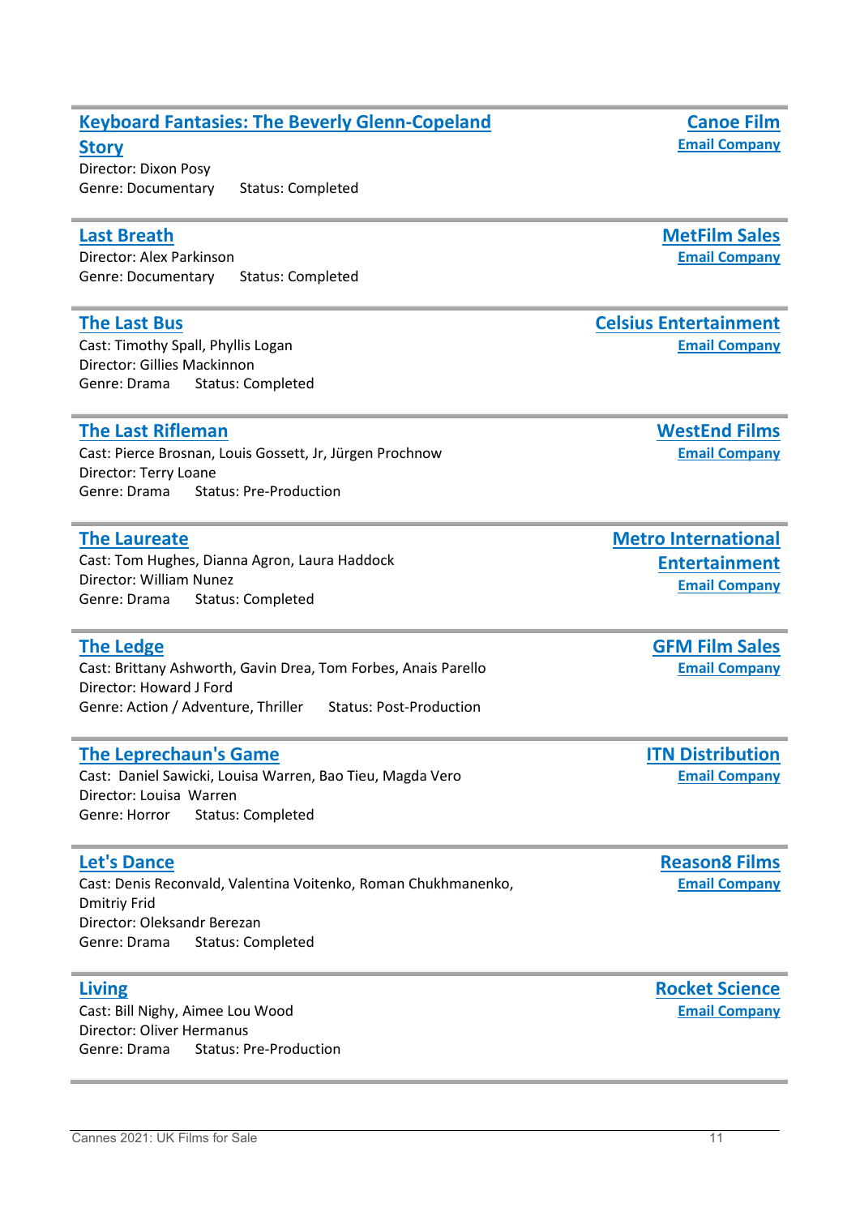### Keyboard Fantasies: The Beverly Glenn-Copeland Story

Director: Dixon Posy
Genre: Documentary Status: Completed

**Canoe Film**
Email Company

---

### Last Breath

Director: Alex Parkinson
Genre: Documentary Status: Completed

**MetFilm Sales**
Email Company

---

### The Last Bus

Cast: Timothy Spall, Phyllis Logan
Director: Gillies Mackinnon
Genre: Drama Status: Completed

**Celsius Entertainment**
Email Company

---

### The Last Rifleman

Cast: Pierce Brosnan, Louis Gossett, Jr, Jürgen Prochnow
Director: Terry Loane
Genre: Drama Status: Pre-Production

**WestEnd Films**
Email Company

---

### The Laureate

Cast: Tom Hughes, Dianna Agron, Laura Haddock
Director: William Nunez
Genre: Drama Status: Completed

**Metro International Entertainment**
Email Company

---

### The Ledge

Cast: Brittany Ashworth, Gavin Drea, Tom Forbes, Anais Parello
Director: Howard J Ford
Genre: Action / Adventure, Thriller Status: Post-Production

**GFM Film Sales**
Email Company

---

### The Leprechaun's Game

Cast: Daniel Sawicki, Louisa Warren, Bao Tieu, Magda Vero
Director: Louisa Warren
Genre: Horror Status: Completed

**ITN Distribution**
Email Company

---

### Let's Dance

Cast: Denis Reconvald, Valentina Voitenko, Roman Chukhmanenko, Dmitriy Frid
Director: Oleksandr Berezan
Genre: Drama Status: Completed

**Reason8 Films**
Email Company

---

### Living

Cast: Bill Nighy, Aimee Lou Wood
Director: Oliver Hermanus
Genre: Drama Status: Pre-Production

**Rocket Science**
Email Company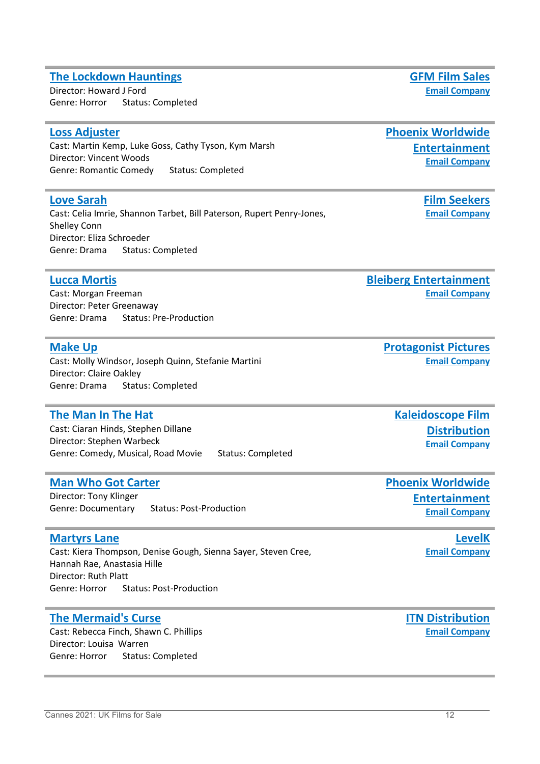### The Lockdown Hauntings

**GFM Film Sales**
**Email Company**

Director: Howard J Ford
Genre: Horror Status: Completed

---

### Loss Adjuster

**Phoenix Worldwide Entertainment**
**Email Company**

Cast: Martin Kemp, Luke Goss, Cathy Tyson, Kym Marsh
Director: Vincent Woods
Genre: Romantic Comedy Status: Completed

---

### Love Sarah

**Film Seekers**
**Email Company**

Cast: Celia Imrie, Shannon Tarbet, Bill Paterson, Rupert Penry-Jones, Shelley Conn
Director: Eliza Schroeder
Genre: Drama Status: Completed

---

### Lucca Mortis

**Bleiberg Entertainment**
**Email Company**

Cast: Morgan Freeman
Director: Peter Greenaway
Genre: Drama Status: Pre-Production

---

### Make Up

**Protagonist Pictures**
**Email Company**

Cast: Molly Windsor, Joseph Quinn, Stefanie Martini
Director: Claire Oakley
Genre: Drama Status: Completed

---

### The Man In The Hat

**Kaleidoscope Film Distribution**
**Email Company**

Cast: Ciaran Hinds, Stephen Dillane
Director: Stephen Warbeck
Genre: Comedy, Musical, Road Movie Status: Completed

---

### Man Who Got Carter

**Phoenix Worldwide Entertainment**
**Email Company**

Director: Tony Klinger
Genre: Documentary Status: Post-Production

---

### Martyrs Lane

**LevelK**
**Email Company**

Cast: Kiera Thompson, Denise Gough, Sienna Sayer, Steven Cree, Hannah Rae, Anastasia Hille
Director: Ruth Platt
Genre: Horror Status: Post-Production

---

### The Mermaid's Curse

**ITN Distribution**
**Email Company**

Cast: Rebecca Finch, Shawn C. Phillips
Director: Louisa Warren
Genre: Horror Status: Completed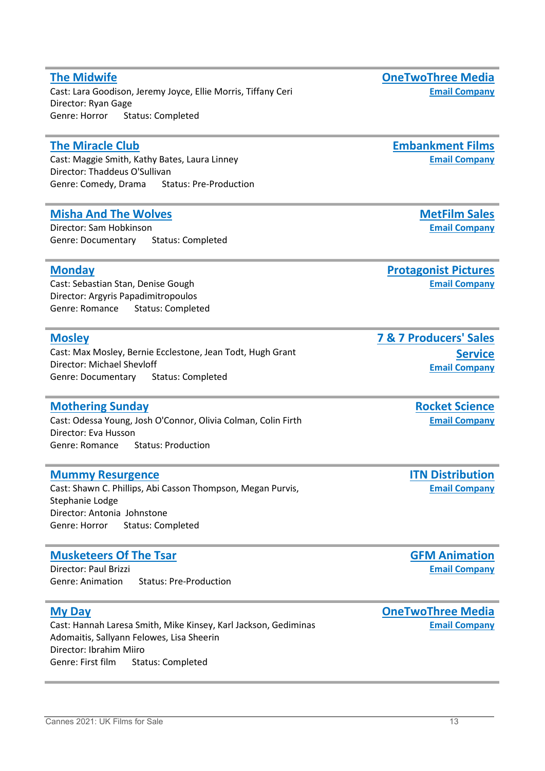### The Midwife

**OneTwoThree Media**
Email Company

Cast: Lara Goodison, Jeremy Joyce, Ellie Morris, Tiffany Ceri
Director: Ryan Gage
Genre: Horror  Status: Completed

---

### The Miracle Club

**Embankment Films**
Email Company

Cast: Maggie Smith, Kathy Bates, Laura Linney
Director: Thaddeus O'Sullivan
Genre: Comedy, Drama  Status: Pre-Production

---

### Misha And The Wolves

**MetFilm Sales**
Email Company

Director: Sam Hobkinson
Genre: Documentary  Status: Completed

---

### Monday

**Protagonist Pictures**
Email Company

Cast: Sebastian Stan, Denise Gough
Director: Argyris Papadimitropoulos
Genre: Romance  Status: Completed

---

### Mosley

**7 & 7 Producers' Sales Service**
Email Company

Cast: Max Mosley, Bernie Ecclestone, Jean Todt, Hugh Grant
Director: Michael Shevloff
Genre: Documentary  Status: Completed

---

### Mothering Sunday

**Rocket Science**
Email Company

Cast: Odessa Young, Josh O'Connor, Olivia Colman, Colin Firth
Director: Eva Husson
Genre: Romance  Status: Production

---

### Mummy Resurgence

**ITN Distribution**
Email Company

Cast: Shawn C. Phillips, Abi Casson Thompson, Megan Purvis, Stephanie Lodge
Director: Antonia Johnstone
Genre: Horror  Status: Completed

---

### Musketeers Of The Tsar

**GFM Animation**
Email Company

Director: Paul Brizzi
Genre: Animation  Status: Pre-Production

---

### My Day

**OneTwoThree Media**
Email Company

Cast: Hannah Laresa Smith, Mike Kinsey, Karl Jackson, Gediminas Adomaitis, Sallyann Felowes, Lisa Sheerin
Director: Ibrahim Miiro
Genre: First film  Status: Completed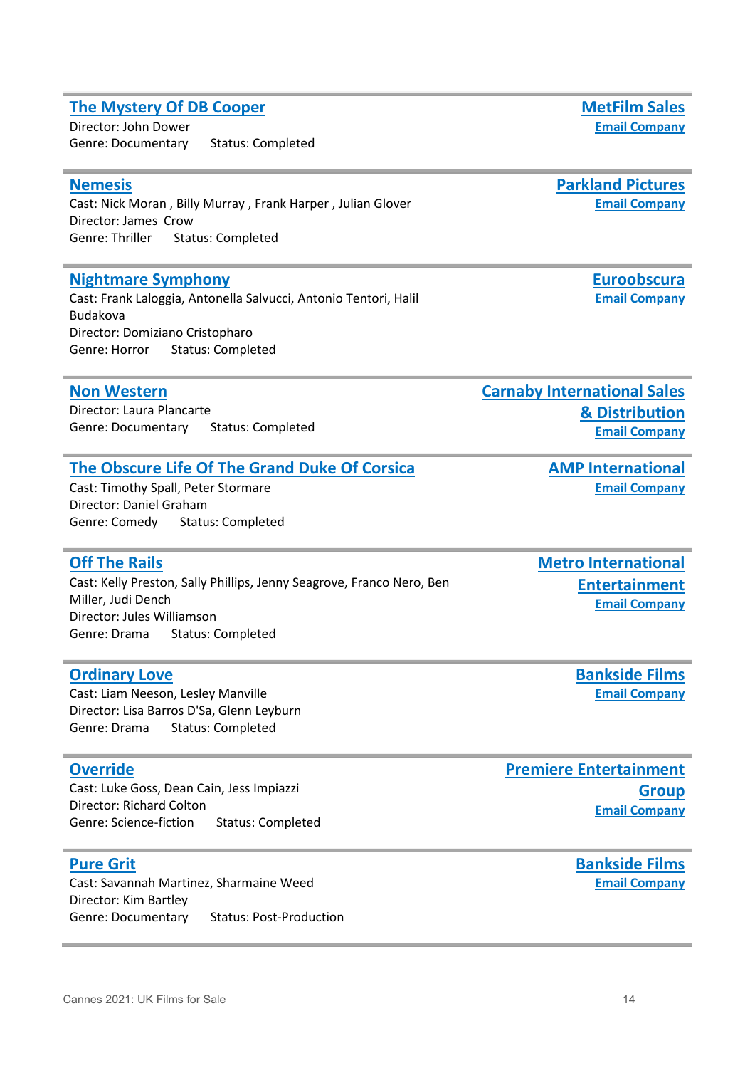### The Mystery Of DB Cooper

Director: John Dower
Genre: Documentary Status: Completed

**MetFilm Sales**
Email Company

---

### Nemesis

Cast: Nick Moran , Billy Murray , Frank Harper , Julian Glover
Director: James Crow
Genre: Thriller Status: Completed

**Parkland Pictures**
Email Company

---

### Nightmare Symphony

Cast: Frank Laloggia, Antonella Salvucci, Antonio Tentori, Halil Budakova
Director: Domiziano Cristopharo
Genre: Horror Status: Completed

**Euroobscura**
Email Company

---

### Non Western

Director: Laura Plancarte
Genre: Documentary Status: Completed

**Carnaby International Sales & Distribution**
Email Company

---

### The Obscure Life Of The Grand Duke Of Corsica

Cast: Timothy Spall, Peter Stormare
Director: Daniel Graham
Genre: Comedy Status: Completed

**AMP International**
Email Company

---

### Off The Rails

Cast: Kelly Preston, Sally Phillips, Jenny Seagrove, Franco Nero, Ben Miller, Judi Dench
Director: Jules Williamson
Genre: Drama Status: Completed

**Metro International Entertainment**
Email Company

---

### Ordinary Love

Cast: Liam Neeson, Lesley Manville
Director: Lisa Barros D'Sa, Glenn Leyburn
Genre: Drama Status: Completed

**Bankside Films**
Email Company

---

### Override

Cast: Luke Goss, Dean Cain, Jess Impiazzi
Director: Richard Colton
Genre: Science-fiction Status: Completed

**Premiere Entertainment Group**
Email Company

---

### Pure Grit

Cast: Savannah Martinez, Sharmaine Weed
Director: Kim Bartley
Genre: Documentary Status: Post-Production

**Bankside Films**
Email Company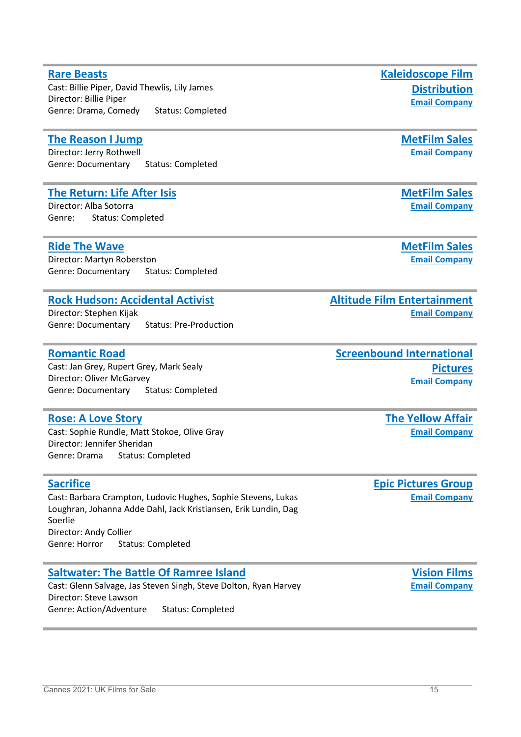### Rare Beasts

Cast: Billie Piper, David Thewlis, Lily James
Director: Billie Piper
Genre: Drama, Comedy Status: Completed

**Kaleidoscope Film Distribution**
Email Company

---

### The Reason I Jump

Director: Jerry Rothwell
Genre: Documentary Status: Completed

**MetFilm Sales**
Email Company

---

### The Return: Life After Isis

Director: Alba Sotorra
Genre: Status: Completed

**MetFilm Sales**
Email Company

---

### Ride The Wave

Director: Martyn Roberston
Genre: Documentary Status: Completed

**MetFilm Sales**
Email Company

---

### Rock Hudson: Accidental Activist

Director: Stephen Kijak
Genre: Documentary Status: Pre-Production

**Altitude Film Entertainment**
Email Company

---

### Romantic Road

Cast: Jan Grey, Rupert Grey, Mark Sealy
Director: Oliver McGarvey
Genre: Documentary Status: Completed

**Screenbound International Pictures**
Email Company

---

### Rose: A Love Story

Cast: Sophie Rundle, Matt Stokoe, Olive Gray
Director: Jennifer Sheridan
Genre: Drama Status: Completed

**The Yellow Affair**
Email Company

---

### Sacrifice

Cast: Barbara Crampton, Ludovic Hughes, Sophie Stevens, Lukas Loughran, Johanna Adde Dahl, Jack Kristiansen, Erik Lundin, Dag Soerlie
Director: Andy Collier
Genre: Horror Status: Completed

**Epic Pictures Group**
Email Company

---

### Saltwater: The Battle Of Ramree Island

Cast: Glenn Salvage, Jas Steven Singh, Steve Dolton, Ryan Harvey
Director: Steve Lawson
Genre: Action/Adventure Status: Completed

**Vision Films**
Email Company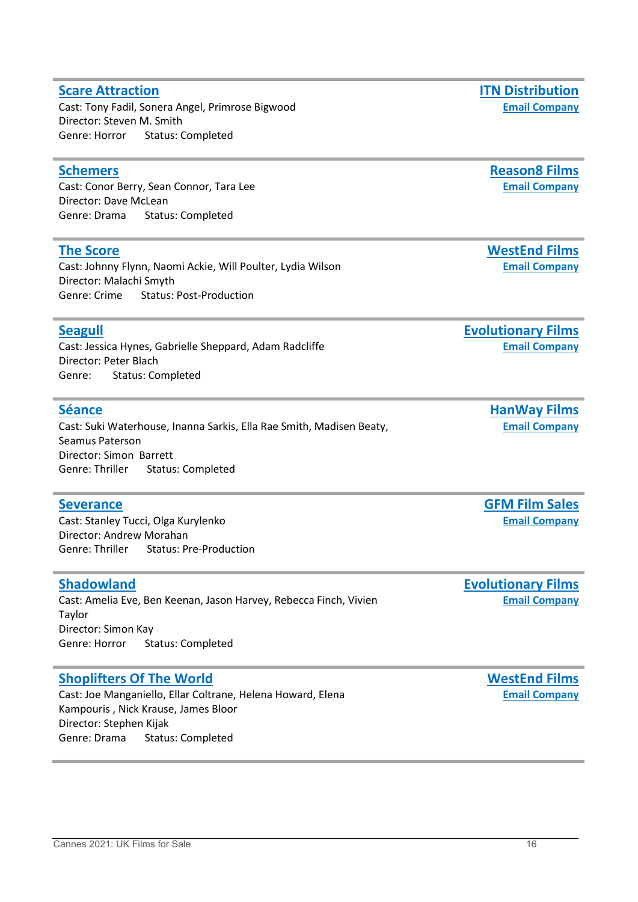## Scare Attraction

**ITN Distribution**
**Email Company**

Cast: Tony Fadil, Sonera Angel, Primrose Bigwood
Director: Steven M. Smith
Genre: Horror Status: Completed

---

## Schemers

**Reason8 Films**
**Email Company**

Cast: Conor Berry, Sean Connor, Tara Lee
Director: Dave McLean
Genre: Drama Status: Completed

---

## The Score

**WestEnd Films**
**Email Company**

Cast: Johnny Flynn, Naomi Ackie, Will Poulter, Lydia Wilson
Director: Malachi Smyth
Genre: Crime Status: Post-Production

---

## Seagull

**Evolutionary Films**
**Email Company**

Cast: Jessica Hynes, Gabrielle Sheppard, Adam Radcliffe
Director: Peter Blach
Genre: Status: Completed

---

## Séance

**HanWay Films**
**Email Company**

Cast: Suki Waterhouse, Inanna Sarkis, Ella Rae Smith, Madisen Beaty, Seamus Paterson
Director: Simon Barrett
Genre: Thriller Status: Completed

---

## Severance

**GFM Film Sales**
**Email Company**

Cast: Stanley Tucci, Olga Kurylenko
Director: Andrew Morahan
Genre: Thriller Status: Pre-Production

---

## Shadowland

**Evolutionary Films**
**Email Company**

Cast: Amelia Eve, Ben Keenan, Jason Harvey, Rebecca Finch, Vivien Taylor
Director: Simon Kay
Genre: Horror Status: Completed

---

## Shoplifters Of The World

**WestEnd Films**
**Email Company**

Cast: Joe Manganiello, Ellar Coltrane, Helena Howard, Elena Kampouris , Nick Krause, James Bloor
Director: Stephen Kijak
Genre: Drama Status: Completed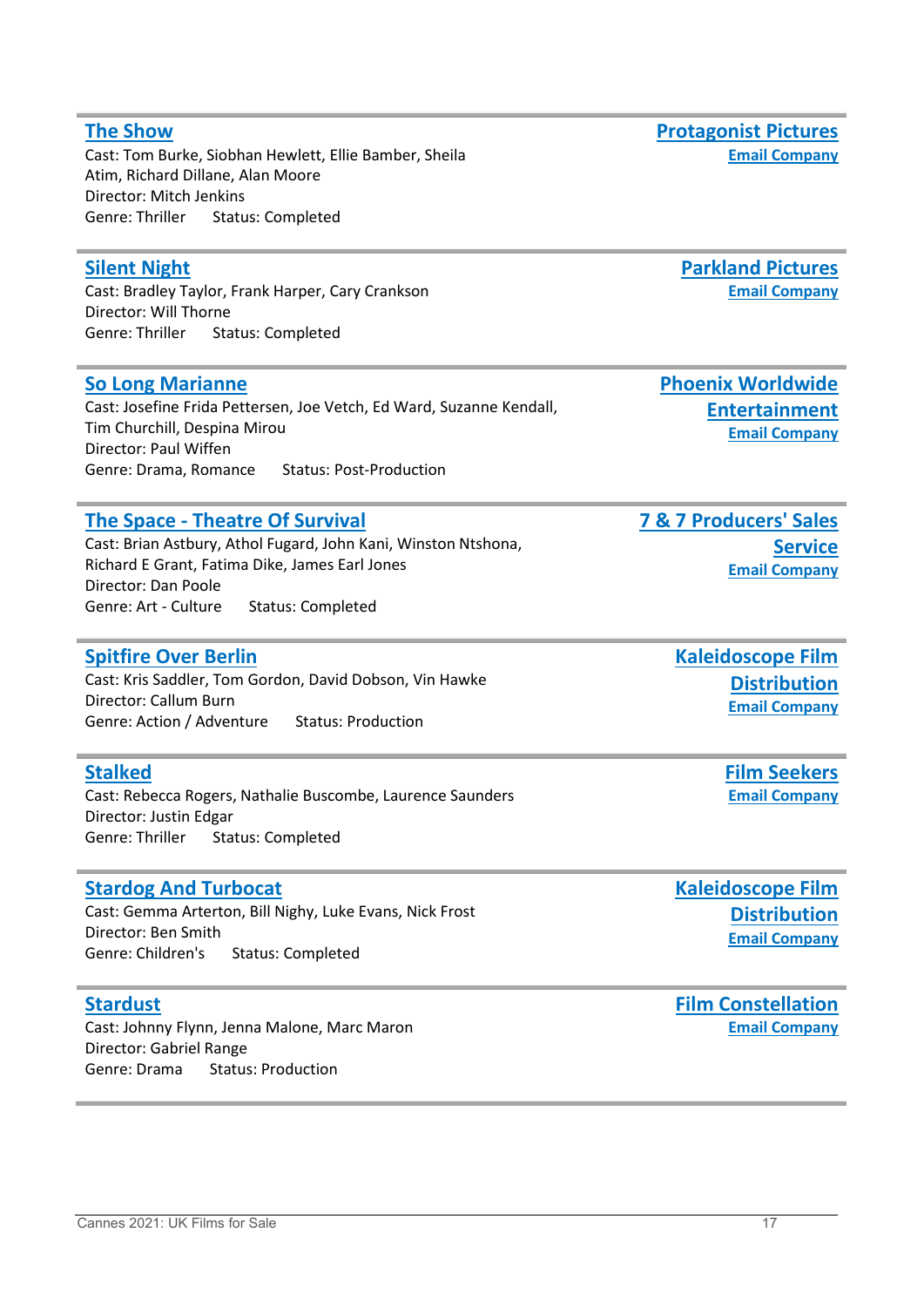---

**The Show**
Cast: Tom Burke, Siobhan Hewlett, Ellie Bamber, Sheila Atim, Richard Dillane, Alan Moore
Director: Mitch Jenkins
Genre: Thriller Status: Completed

**Protagonist Pictures**
Email Company

---

**Silent Night**
Cast: Bradley Taylor, Frank Harper, Cary Crankson
Director: Will Thorne
Genre: Thriller Status: Completed

**Parkland Pictures**
Email Company

---

**So Long Marianne**
Cast: Josefine Frida Pettersen, Joe Vetch, Ed Ward, Suzanne Kendall, Tim Churchill, Despina Mirou
Director: Paul Wiffen
Genre: Drama, Romance Status: Post-Production

**Phoenix Worldwide Entertainment**
Email Company

---

**The Space - Theatre Of Survival**
Cast: Brian Astbury, Athol Fugard, John Kani, Winston Ntshona, Richard E Grant, Fatima Dike, James Earl Jones
Director: Dan Poole
Genre: Art - Culture Status: Completed

**7 & 7 Producers' Sales Service**
Email Company

---

**Spitfire Over Berlin**
Cast: Kris Saddler, Tom Gordon, David Dobson, Vin Hawke
Director: Callum Burn
Genre: Action / Adventure Status: Production

**Kaleidoscope Film Distribution**
Email Company

---

**Stalked**
Cast: Rebecca Rogers, Nathalie Buscombe, Laurence Saunders
Director: Justin Edgar
Genre: Thriller Status: Completed

**Film Seekers**
Email Company

---

**Stardog And Turbocat**
Cast: Gemma Arterton, Bill Nighy, Luke Evans, Nick Frost
Director: Ben Smith
Genre: Children's Status: Completed

**Kaleidoscope Film Distribution**
Email Company

---

**Stardust**
Cast: Johnny Flynn, Jenna Malone, Marc Maron
Director: Gabriel Range
Genre: Drama Status: Production

**Film Constellation**
Email Company

---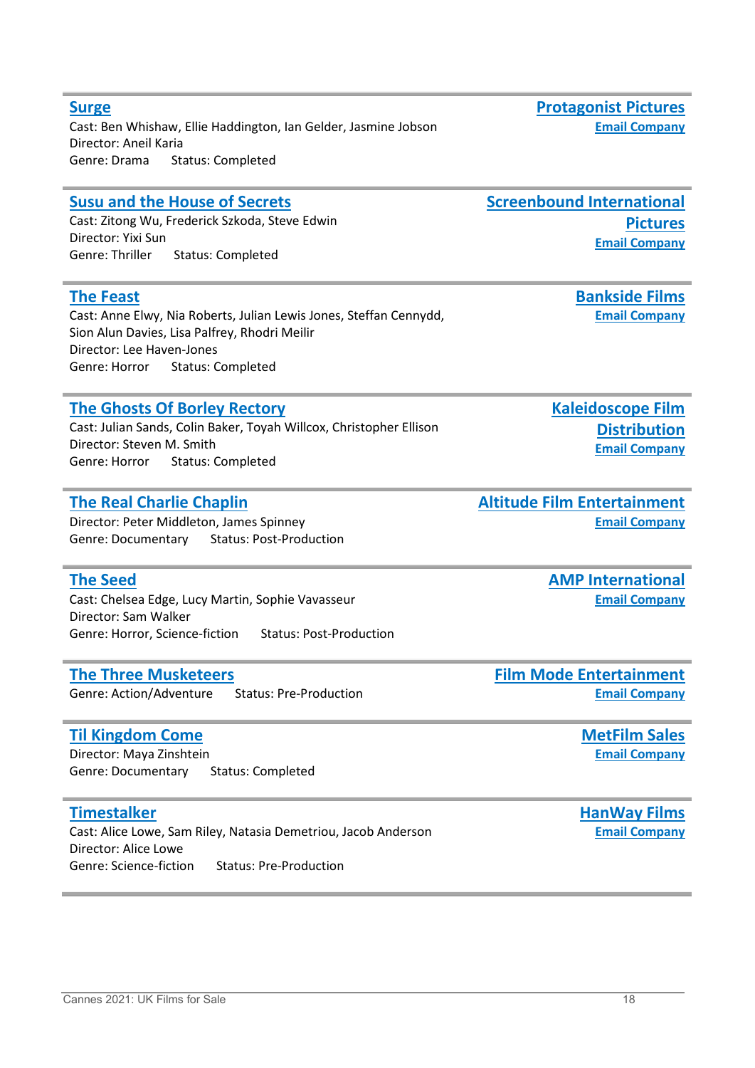**Surge**
Cast: Ben Whishaw, Ellie Haddington, Ian Gelder, Jasmine Jobson
Director: Aneil Karia
Genre: Drama  Status: Completed

**Protagonist Pictures**
Email Company

---

**Susu and the House of Secrets**
Cast: Zitong Wu, Frederick Szkoda, Steve Edwin
Director: Yixi Sun
Genre: Thriller  Status: Completed

**Screenbound International Pictures**
Email Company

---

**The Feast**
Cast: Anne Elwy, Nia Roberts, Julian Lewis Jones, Steffan Cennydd, Sion Alun Davies, Lisa Palfrey, Rhodri Meilir
Director: Lee Haven-Jones
Genre: Horror  Status: Completed

**Bankside Films**
Email Company

---

**The Ghosts Of Borley Rectory**
Cast: Julian Sands, Colin Baker, Toyah Willcox, Christopher Ellison
Director: Steven M. Smith
Genre: Horror  Status: Completed

**Kaleidoscope Film Distribution**
Email Company

---

**The Real Charlie Chaplin**
Director: Peter Middleton, James Spinney
Genre: Documentary  Status: Post-Production

**Altitude Film Entertainment**
Email Company

---

**The Seed**
Cast: Chelsea Edge, Lucy Martin, Sophie Vavasseur
Director: Sam Walker
Genre: Horror, Science-fiction  Status: Post-Production

**AMP International**
Email Company

---

**The Three Musketeers**
Genre: Action/Adventure  Status: Pre-Production

**Film Mode Entertainment**
Email Company

---

**Til Kingdom Come**
Director: Maya Zinshtein
Genre: Documentary  Status: Completed

**MetFilm Sales**
Email Company

---

**Timestalker**
Cast: Alice Lowe, Sam Riley, Natasia Demetriou, Jacob Anderson
Director: Alice Lowe
Genre: Science-fiction  Status: Pre-Production

**HanWay Films**
Email Company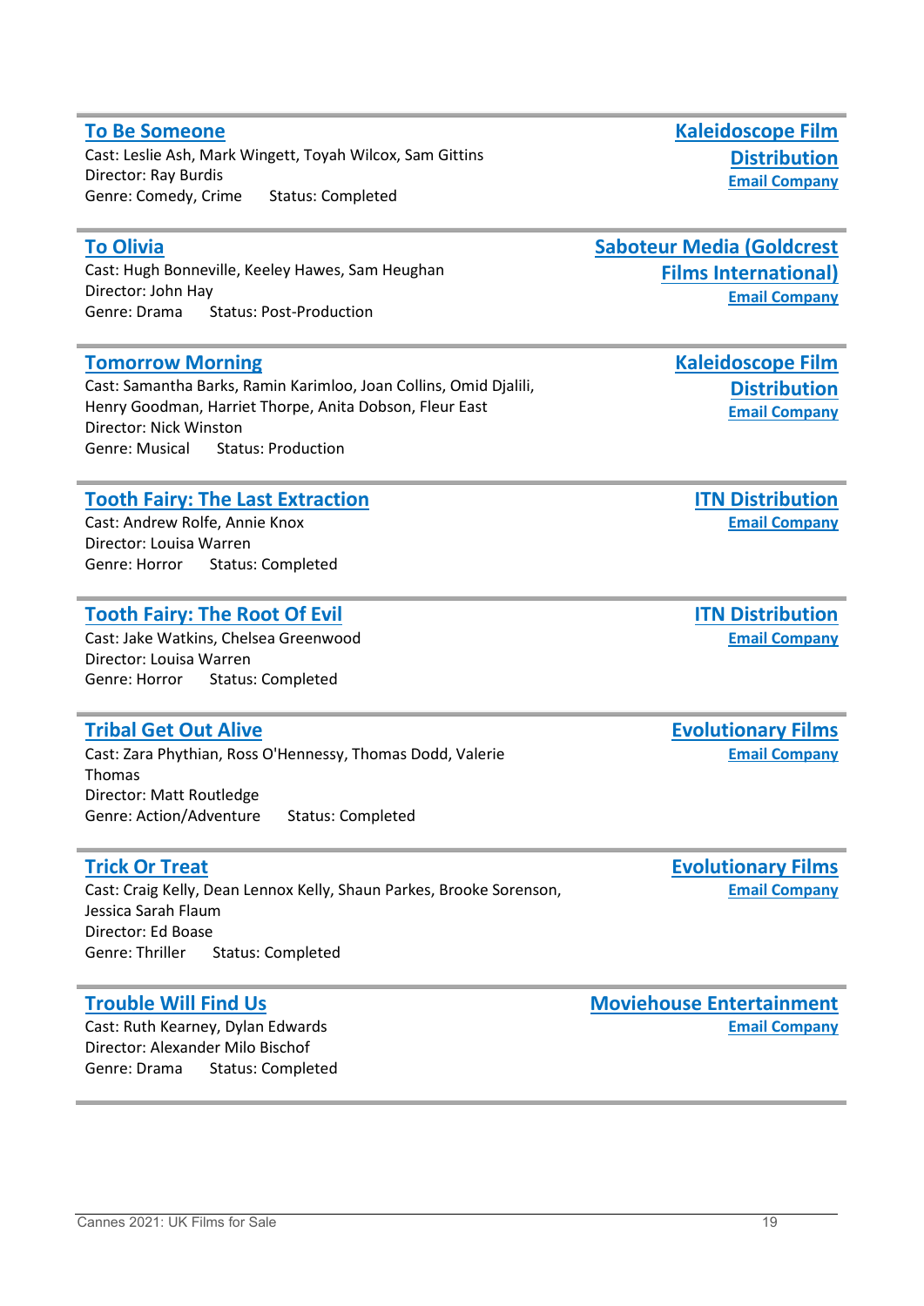## To Be Someone

**Kaleidoscope Film Distribution**
**Email Company**

Cast: Leslie Ash, Mark Wingett, Toyah Wilcox, Sam Gittins
Director: Ray Burdis
Genre: Comedy, Crime    Status: Completed

---

## To Olivia

**Saboteur Media (Goldcrest Films International)**
**Email Company**

Cast: Hugh Bonneville, Keeley Hawes, Sam Heughan
Director: John Hay
Genre: Drama    Status: Post-Production

---

## Tomorrow Morning

**Kaleidoscope Film Distribution**
**Email Company**

Cast: Samantha Barks, Ramin Karimloo, Joan Collins, Omid Djalili, Henry Goodman, Harriet Thorpe, Anita Dobson, Fleur East
Director: Nick Winston
Genre: Musical    Status: Production

---

## Tooth Fairy: The Last Extraction

**ITN Distribution**
**Email Company**

Cast: Andrew Rolfe, Annie Knox
Director: Louisa Warren
Genre: Horror    Status: Completed

---

## Tooth Fairy: The Root Of Evil

**ITN Distribution**
**Email Company**

Cast: Jake Watkins, Chelsea Greenwood
Director: Louisa Warren
Genre: Horror    Status: Completed

---

## Tribal Get Out Alive

**Evolutionary Films**
**Email Company**

Cast: Zara Phythian, Ross O'Hennessy, Thomas Dodd, Valerie Thomas
Director: Matt Routledge
Genre: Action/Adventure    Status: Completed

---

## Trick Or Treat

**Evolutionary Films**
**Email Company**

Cast: Craig Kelly, Dean Lennox Kelly, Shaun Parkes, Brooke Sorenson, Jessica Sarah Flaum
Director: Ed Boase
Genre: Thriller    Status: Completed

---

## Trouble Will Find Us

**Moviehouse Entertainment**
**Email Company**

Cast: Ruth Kearney, Dylan Edwards
Director: Alexander Milo Bischof
Genre: Drama    Status: Completed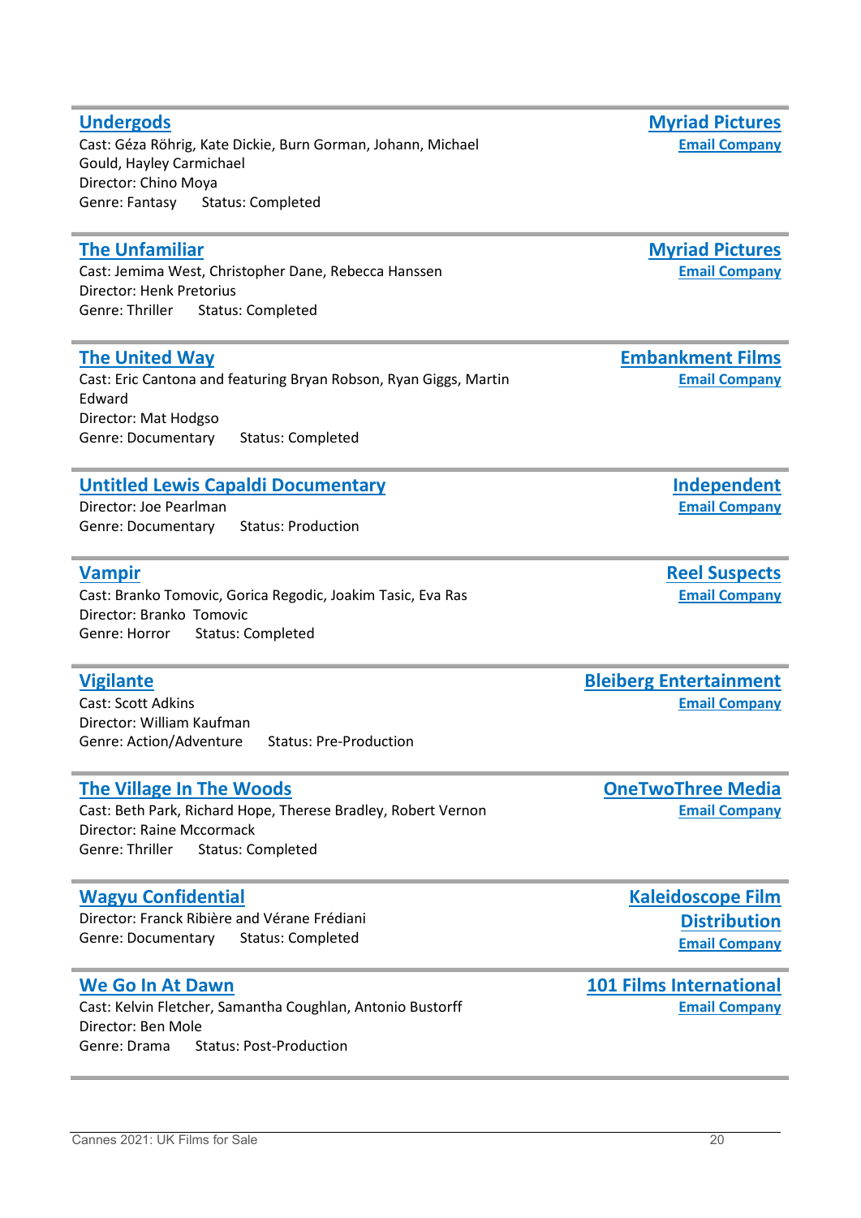## Undergods

**Myriad Pictures**
**Email Company**

Cast: Géza Röhrig, Kate Dickie, Burn Gorman, Johann, Michael Gould, Hayley Carmichael
Director: Chino Moya
Genre: Fantasy Status: Completed

## The Unfamiliar

**Myriad Pictures**
**Email Company**

Cast: Jemima West, Christopher Dane, Rebecca Hanssen
Director: Henk Pretorius
Genre: Thriller Status: Completed

## The United Way

**Embankment Films**
**Email Company**

Cast: Eric Cantona and featuring Bryan Robson, Ryan Giggs, Martin Edward
Director: Mat Hodgso
Genre: Documentary Status: Completed

## Untitled Lewis Capaldi Documentary

**Independent**
**Email Company**

Director: Joe Pearlman
Genre: Documentary Status: Production

## Vampir

**Reel Suspects**
**Email Company**

Cast: Branko Tomovic, Gorica Regodic, Joakim Tasic, Eva Ras
Director: Branko Tomovic
Genre: Horror Status: Completed

## Vigilante

**Bleiberg Entertainment**
**Email Company**

Cast: Scott Adkins
Director: William Kaufman
Genre: Action/Adventure Status: Pre-Production

## The Village In The Woods

**OneTwoThree Media**
**Email Company**

Cast: Beth Park, Richard Hope, Therese Bradley, Robert Vernon
Director: Raine Mccormack
Genre: Thriller Status: Completed

## Wagyu Confidential

**Kaleidoscope Film Distribution**
**Email Company**

Director: Franck Ribière and Vérane Frédiani
Genre: Documentary Status: Completed

## We Go In At Dawn

**101 Films International**
**Email Company**

Cast: Kelvin Fletcher, Samantha Coughlan, Antonio Bustorff
Director: Ben Mole
Genre: Drama Status: Post-Production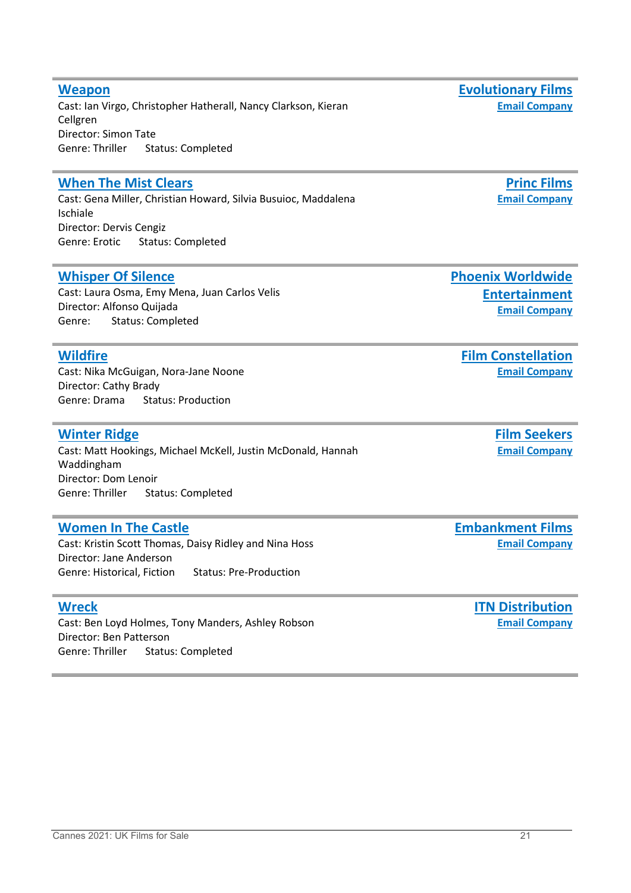## Weapon

**Evolutionary Films**
**Email Company**

Cast: Ian Virgo, Christopher Hatherall, Nancy Clarkson, Kieran Cellgren
Director: Simon Tate
Genre: Thriller  Status: Completed

---

## When The Mist Clears

**Princ Films**
**Email Company**

Cast: Gena Miller, Christian Howard, Silvia Busuioc, Maddalena Ischiale
Director: Dervis Cengiz
Genre: Erotic  Status: Completed

---

## Whisper Of Silence

**Phoenix Worldwide Entertainment**
**Email Company**

Cast: Laura Osma, Emy Mena, Juan Carlos Velis
Director: Alfonso Quijada
Genre:  Status: Completed

---

## Wildfire

**Film Constellation**
**Email Company**

Cast: Nika McGuigan, Nora-Jane Noone
Director: Cathy Brady
Genre: Drama  Status: Production

---

## Winter Ridge

**Film Seekers**
**Email Company**

Cast: Matt Hookings, Michael McKell, Justin McDonald, Hannah Waddingham
Director: Dom Lenoir
Genre: Thriller  Status: Completed

---

## Women In The Castle

**Embankment Films**
**Email Company**

Cast: Kristin Scott Thomas, Daisy Ridley and Nina Hoss
Director: Jane Anderson
Genre: Historical, Fiction  Status: Pre-Production

---

## Wreck

**ITN Distribution**
**Email Company**

Cast: Ben Loyd Holmes, Tony Manders, Ashley Robson
Director: Ben Patterson
Genre: Thriller  Status: Completed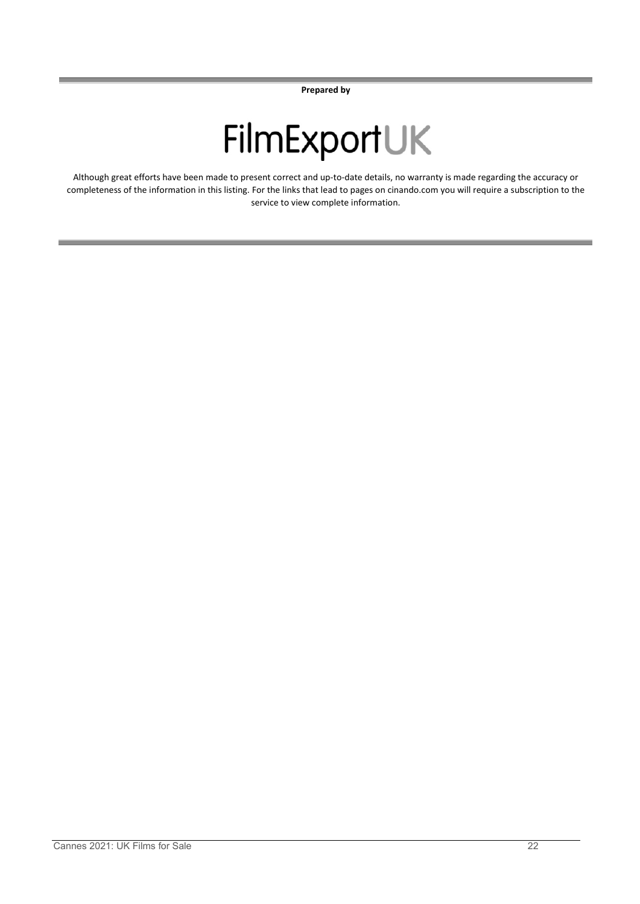**Prepared by**

FilmExportUK

Although great efforts have been made to present correct and up-to-date details, no warranty is made regarding the accuracy or completeness of the information in this listing. For the links that lead to pages on cinando.com you will require a subscription to the service to view complete information.